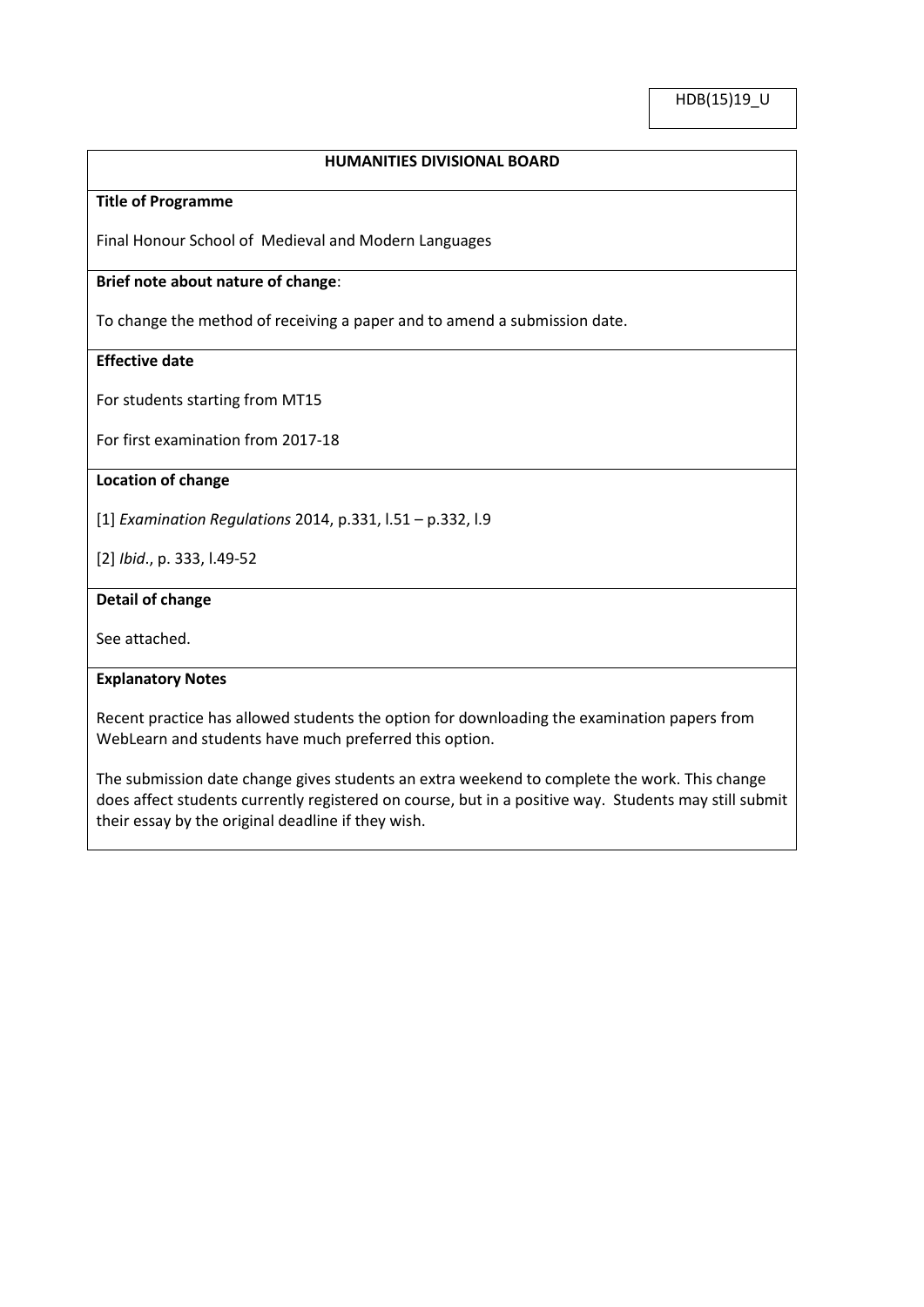HDB(15)19_U

## HUMANITIES DIVISIONAL BOARD

**Title of Programme**

Final Honour School of Medieval and Modern Languages

**Brief note about nature of change**:

To change the method of receiving a paper and to amend a submission date.

**Effective date**

For students starting from MT15

For first examination from 2017-18

**Location of change**

[1] *Examination Regulations* 2014, p.331, l.51 – p.332, l.9

[2] *Ibid*., p. 333, l.49-52

**Detail of change**

See attached.

**Explanatory Notes**

Recent practice has allowed students the option for downloading the examination papers from WebLearn and students have much preferred this option.

The submission date change gives students an extra weekend to complete the work. This change does affect students currently registered on course, but in a positive way. Students may still submit their essay by the original deadline if they wish.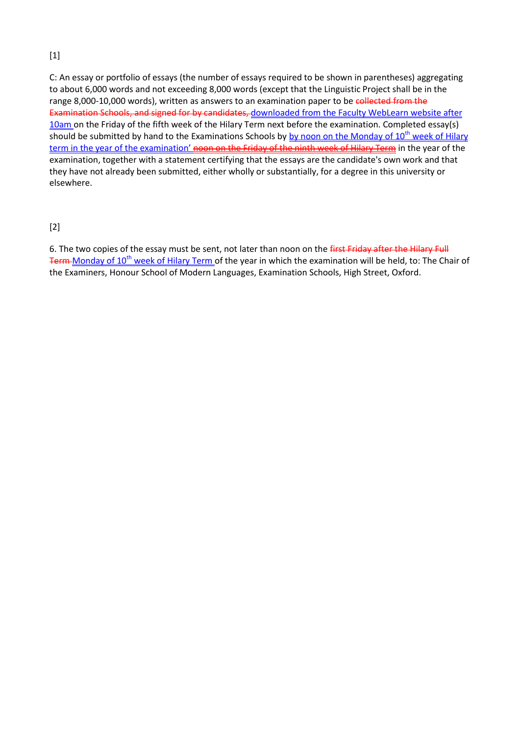[1]

C: An essay or portfolio of essays (the number of essays required to be shown in parentheses) aggregating to about 6,000 words and not exceeding 8,000 words (except that the Linguistic Project shall be in the range 8,000-10,000 words), written as answers to an examination paper to be ~~collected from the Examination Schools, and signed for by candidates,~~ <u>downloaded from the Faculty WebLearn website after 10am</u> on the Friday of the fifth week of the Hilary Term next before the examination. Completed essay(s) should be submitted by hand to the Examinations Schools by <u>by noon on the Monday of 10th week of Hilary term in the year of the examination'</u> ~~noon on the Friday of the ninth week of Hilary Term~~ in the year of the examination, together with a statement certifying that the essays are the candidate's own work and that they have not already been submitted, either wholly or substantially, for a degree in this university or elsewhere.

[2]

6. The two copies of the essay must be sent, not later than noon on the ~~first Friday after the Hilary Full Term~~ <u>Monday of 10th week of Hilary Term</u> of the year in which the examination will be held, to: The Chair of the Examiners, Honour School of Modern Languages, Examination Schools, High Street, Oxford.